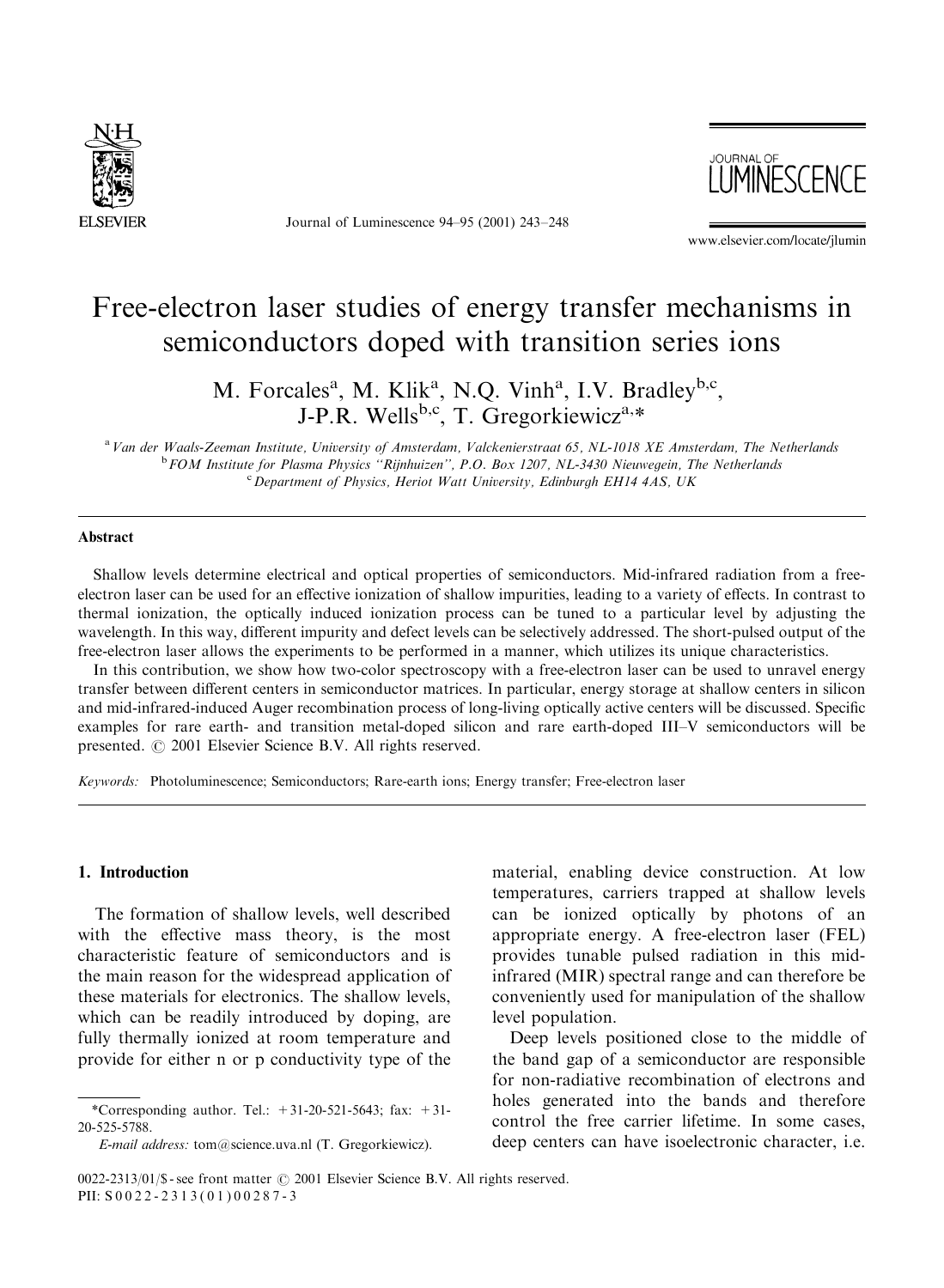# Free-electron laser studies of energy transfer mechanisms in semiconductors doped with transition series ions

M. Forcales[a], M. Klik[a], N.Q. Vinh[a], I.V. Bradley[b,c], J-P.R. Wells[b,c], T. Gregorkiewicz[a,*]

[a] Van der Waals-Zeeman Institute, University of Amsterdam, Valckenierstraat 65, NL-1018 XE Amsterdam, The Netherlands
[b] FOM Institute for Plasma Physics "Rijnhuizen", P.O. Box 1207, NL-3430 Nieuwegein, The Netherlands
[c] Department of Physics, Heriot Watt University, Edinburgh EH14 4AS, UK

## Abstract

Shallow levels determine electrical and optical properties of semiconductors. Mid-infrared radiation from a free-electron laser can be used for an effective ionization of shallow impurities, leading to a variety of effects. In contrast to thermal ionization, the optically induced ionization process can be tuned to a particular level by adjusting the wavelength. In this way, different impurity and defect levels can be selectively addressed. The short-pulsed output of the free-electron laser allows the experiments to be performed in a manner, which utilizes its unique characteristics.

In this contribution, we show how two-color spectroscopy with a free-electron laser can be used to unravel energy transfer between different centers in semiconductor matrices. In particular, energy storage at shallow centers in silicon and mid-infrared-induced Auger recombination process of long-living optically active centers will be discussed. Specific examples for rare earth- and transition metal-doped silicon and rare earth-doped III–V semiconductors will be presented. © 2001 Elsevier Science B.V. All rights reserved.

*Keywords:* Photoluminescence; Semiconductors; Rare-earth ions; Energy transfer; Free-electron laser

## 1. Introduction

The formation of shallow levels, well described with the effective mass theory, is the most characteristic feature of semiconductors and is the main reason for the widespread application of these materials for electronics. The shallow levels, which can be readily introduced by doping, are fully thermally ionized at room temperature and provide for either n or p conductivity type of the material, enabling device construction. At low temperatures, carriers trapped at shallow levels can be ionized optically by photons of an appropriate energy. A free-electron laser (FEL) provides tunable pulsed radiation in this mid-infrared (MIR) spectral range and can therefore be conveniently used for manipulation of the shallow level population.

Deep levels positioned close to the middle of the band gap of a semiconductor are responsible for non-radiative recombination of electrons and holes generated into the bands and therefore control the free carrier lifetime. In some cases, deep centers can have isoelectronic character, i.e.

*Corresponding author. Tel.: +31-20-521-5643; fax: +31-20-525-5788.
*E-mail address:* tom@science.uva.nl (T. Gregorkiewicz).

0022-2313/01/$ - see front matter © 2001 Elsevier Science B.V. All rights reserved.
PII: S0022-2313(01)00287-3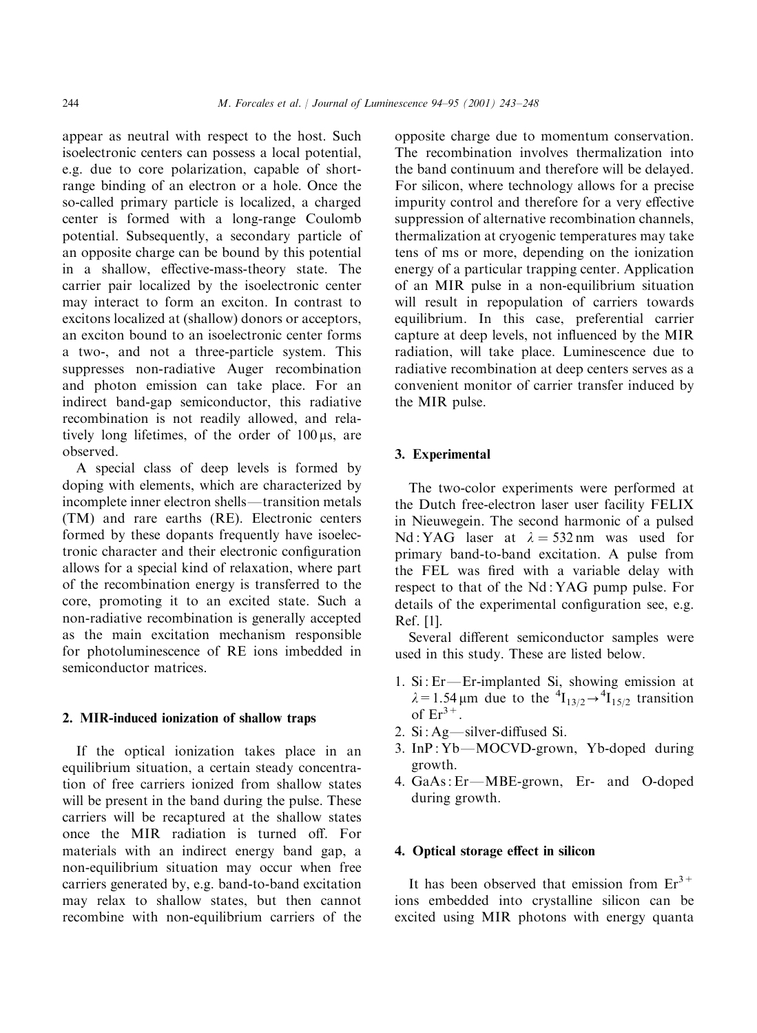appear as neutral with respect to the host. Such isoelectronic centers can possess a local potential, e.g. due to core polarization, capable of short-range binding of an electron or a hole. Once the so-called primary particle is localized, a charged center is formed with a long-range Coulomb potential. Subsequently, a secondary particle of an opposite charge can be bound by this potential in a shallow, effective-mass-theory state. The carrier pair localized by the isoelectronic center may interact to form an exciton. In contrast to excitons localized at (shallow) donors or acceptors, an exciton bound to an isoelectronic center forms a two-, and not a three-particle system. This suppresses non-radiative Auger recombination and photon emission can take place. For an indirect band-gap semiconductor, this radiative recombination is not readily allowed, and relatively long lifetimes, of the order of 100 μs, are observed.

A special class of deep levels is formed by doping with elements, which are characterized by incomplete inner electron shells—transition metals (TM) and rare earths (RE). Electronic centers formed by these dopants frequently have isoelectronic character and their electronic configuration allows for a special kind of relaxation, where part of the recombination energy is transferred to the core, promoting it to an excited state. Such a non-radiative recombination is generally accepted as the main excitation mechanism responsible for photoluminescence of RE ions imbedded in semiconductor matrices.

## 2. MIR-induced ionization of shallow traps

If the optical ionization takes place in an equilibrium situation, a certain steady concentration of free carriers ionized from shallow states will be present in the band during the pulse. These carriers will be recaptured at the shallow states once the MIR radiation is turned off. For materials with an indirect energy band gap, a non-equilibrium situation may occur when free carriers generated by, e.g. band-to-band excitation may relax to shallow states, but then cannot recombine with non-equilibrium carriers of the opposite charge due to momentum conservation. The recombination involves thermalization into the band continuum and therefore will be delayed. For silicon, where technology allows for a precise impurity control and therefore for a very effective suppression of alternative recombination channels, thermalization at cryogenic temperatures may take tens of ms or more, depending on the ionization energy of a particular trapping center. Application of an MIR pulse in a non-equilibrium situation will result in repopulation of carriers towards equilibrium. In this case, preferential carrier capture at deep levels, not influenced by the MIR radiation, will take place. Luminescence due to radiative recombination at deep centers serves as a convenient monitor of carrier transfer induced by the MIR pulse.

## 3. Experimental

The two-color experiments were performed at the Dutch free-electron laser user facility FELIX in Nieuwegein. The second harmonic of a pulsed Nd : YAG laser at $\lambda = 532$ nm was used for primary band-to-band excitation. A pulse from the FEL was fired with a variable delay with respect to that of the Nd : YAG pump pulse. For details of the experimental configuration see, e.g. Ref. [1].

Several different semiconductor samples were used in this study. These are listed below.

1. Si : Er—Er-implanted Si, showing emission at $\lambda = 1.54$ μm due to the $^4I_{13/2} \rightarrow {}^4I_{15/2}$ transition of $Er^{3+}$.
2. Si : Ag—silver-diffused Si.
3. InP : Yb—MOCVD-grown, Yb-doped during growth.
4. GaAs : Er—MBE-grown, Er- and O-doped during growth.

## 4. Optical storage effect in silicon

It has been observed that emission from $Er^{3+}$ ions embedded into crystalline silicon can be excited using MIR photons with energy quanta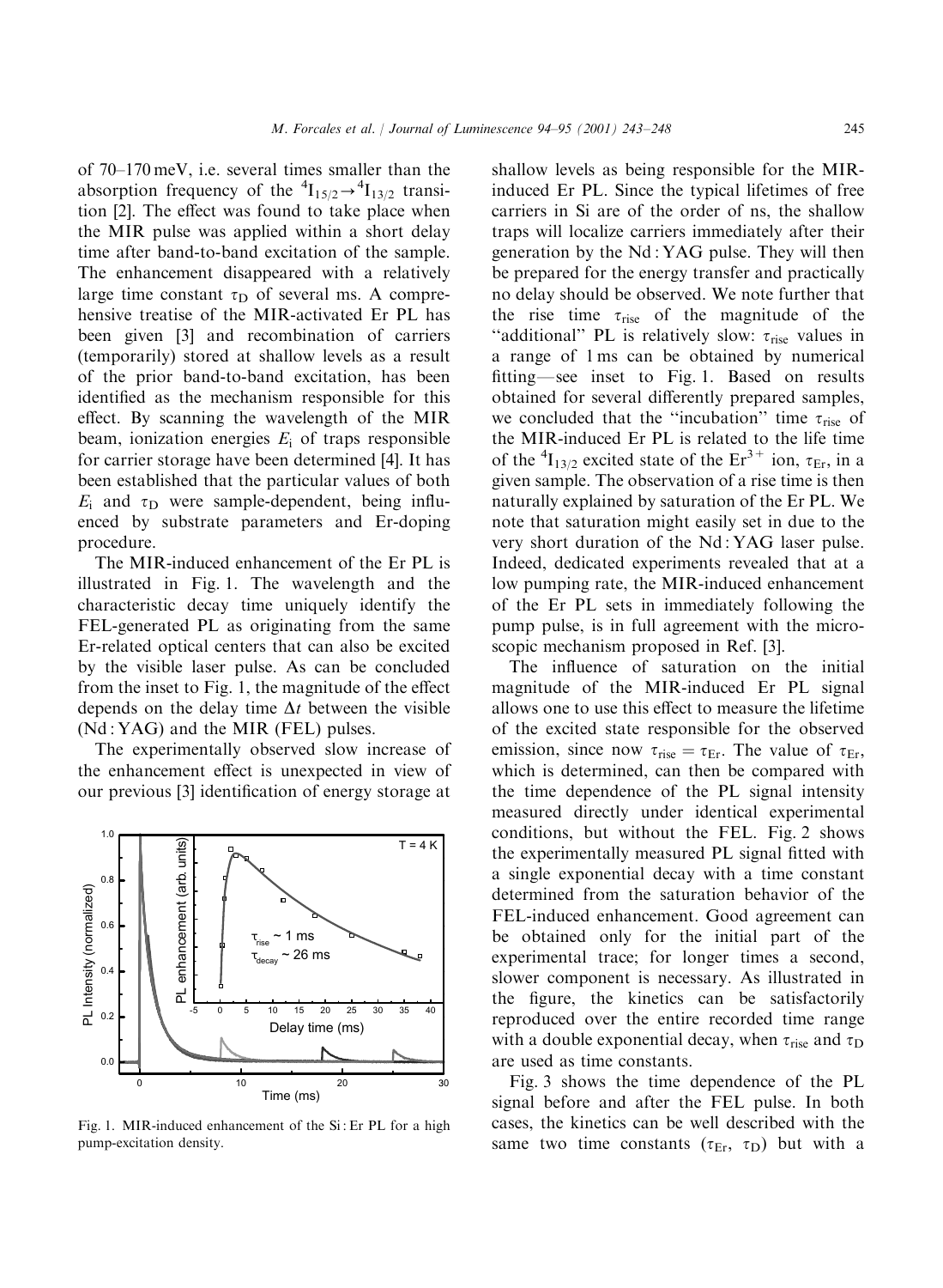of 70–170 meV, i.e. several times smaller than the absorption frequency of the $^4I_{15/2} \rightarrow {^4I_{13/2}}$ transition [2]. The effect was found to take place when the MIR pulse was applied within a short delay time after band-to-band excitation of the sample. The enhancement disappeared with a relatively large time constant $\tau_D$ of several ms. A comprehensive treatise of the MIR-activated Er PL has been given [3] and recombination of carriers (temporarily) stored at shallow levels as a result of the prior band-to-band excitation, has been identified as the mechanism responsible for this effect. By scanning the wavelength of the MIR beam, ionization energies $E_i$ of traps responsible for carrier storage have been determined [4]. It has been established that the particular values of both $E_i$ and $\tau_D$ were sample-dependent, being influenced by substrate parameters and Er-doping procedure.

The MIR-induced enhancement of the Er PL is illustrated in Fig. 1. The wavelength and the characteristic decay time uniquely identify the FEL-generated PL as originating from the same Er-related optical centers that can also be excited by the visible laser pulse. As can be concluded from the inset to Fig. 1, the magnitude of the effect depends on the delay time $\Delta t$ between the visible (Nd : YAG) and the MIR (FEL) pulses.

The experimentally observed slow increase of the enhancement effect is unexpected in view of our previous [3] identification of energy storage at

Fig. 1. MIR-induced enhancement of the Si : Er PL for a high pump-excitation density.

shallow levels as being responsible for the MIR-induced Er PL. Since the typical lifetimes of free carriers in Si are of the order of ns, the shallow traps will localize carriers immediately after their generation by the Nd : YAG pulse. They will then be prepared for the energy transfer and practically no delay should be observed. We note further that the rise time $\tau_{rise}$ of the magnitude of the "additional" PL is relatively slow: $\tau_{rise}$ values in a range of 1 ms can be obtained by numerical fitting—see inset to Fig. 1. Based on results obtained for several differently prepared samples, we concluded that the "incubation" time $\tau_{rise}$ of the MIR-induced Er PL is related to the life time of the $^4I_{13/2}$ excited state of the $Er^{3+}$ ion, $\tau_{Er}$, in a given sample. The observation of a rise time is then naturally explained by saturation of the Er PL. We note that saturation might easily set in due to the very short duration of the Nd : YAG laser pulse. Indeed, dedicated experiments revealed that at a low pumping rate, the MIR-induced enhancement of the Er PL sets in immediately following the pump pulse, is in full agreement with the microscopic mechanism proposed in Ref. [3].

The influence of saturation on the initial magnitude of the MIR-induced Er PL signal allows one to use this effect to measure the lifetime of the excited state responsible for the observed emission, since now $\tau_{rise} = \tau_{Er}$. The value of $\tau_{Er}$, which is determined, can then be compared with the time dependence of the PL signal intensity measured directly under identical experimental conditions, but without the FEL. Fig. 2 shows the experimentally measured PL signal fitted with a single exponential decay with a time constant determined from the saturation behavior of the FEL-induced enhancement. Good agreement can be obtained only for the initial part of the experimental trace; for longer times a second, slower component is necessary. As illustrated in the figure, the kinetics can be satisfactorily reproduced over the entire recorded time range with a double exponential decay, when $\tau_{rise}$ and $\tau_D$ are used as time constants.

Fig. 3 shows the time dependence of the PL signal before and after the FEL pulse. In both cases, the kinetics can be well described with the same two time constants ($\tau_{Er}$, $\tau_D$) but with a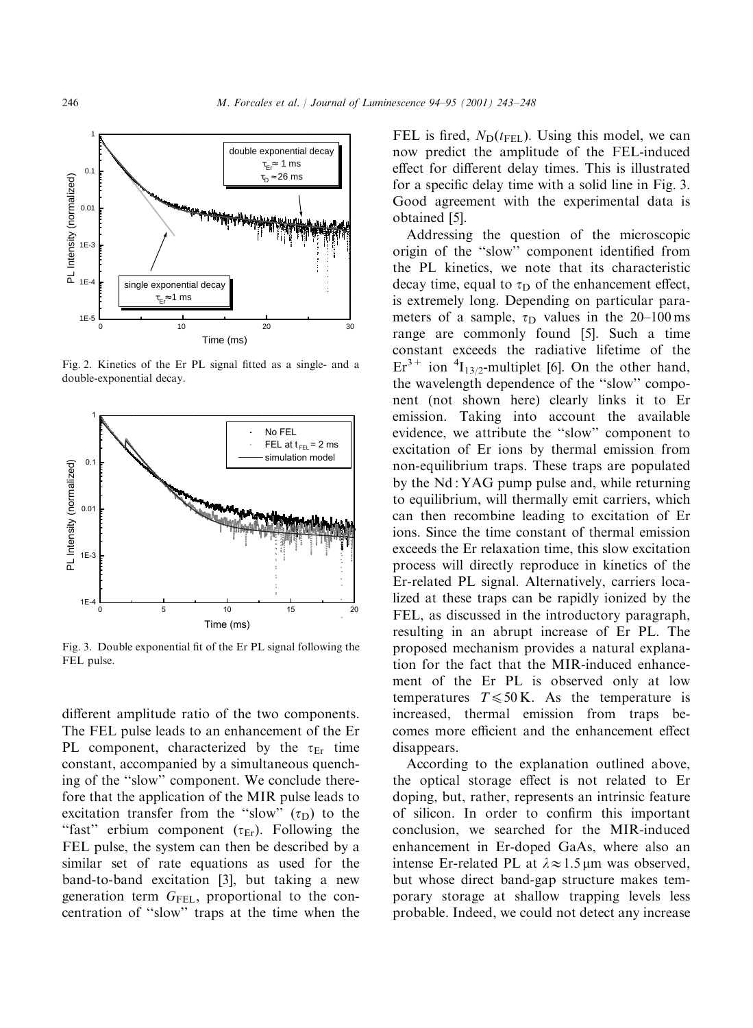Fig. 2. Kinetics of the Er PL signal fitted as a single- and a double-exponential decay.

Fig. 3. Double exponential fit of the Er PL signal following the FEL pulse.

different amplitude ratio of the two components. The FEL pulse leads to an enhancement of the Er PL component, characterized by the $\tau_{Er}$ time constant, accompanied by a simultaneous quenching of the "slow" component. We conclude therefore that the application of the MIR pulse leads to excitation transfer from the "slow" ($\tau_D$) to the "fast" erbium component ($\tau_{Er}$). Following the FEL pulse, the system can then be described by a similar set of rate equations as used for the band-to-band excitation [3], but taking a new generation term $G_{FEL}$, proportional to the concentration of "slow" traps at the time when the FEL is fired, $N_D(t_{FEL})$. Using this model, we can now predict the amplitude of the FEL-induced effect for different delay times. This is illustrated for a specific delay time with a solid line in Fig. 3. Good agreement with the experimental data is obtained [5].

Addressing the question of the microscopic origin of the "slow" component identified from the PL kinetics, we note that its characteristic decay time, equal to $\tau_D$ of the enhancement effect, is extremely long. Depending on particular parameters of a sample, $\tau_D$ values in the 20–100 ms range are commonly found [5]. Such a time constant exceeds the radiative lifetime of the $Er^{3+}$ ion $^4I_{13/2}$-multiplet [6]. On the other hand, the wavelength dependence of the "slow" component (not shown here) clearly links it to Er emission. Taking into account the available evidence, we attribute the "slow" component to excitation of Er ions by thermal emission from non-equilibrium traps. These traps are populated by the Nd : YAG pump pulse and, while returning to equilibrium, will thermally emit carriers, which can then recombine leading to excitation of Er ions. Since the time constant of thermal emission exceeds the Er relaxation time, this slow excitation process will directly reproduce in kinetics of the Er-related PL signal. Alternatively, carriers localized at these traps can be rapidly ionized by the FEL, as discussed in the introductory paragraph, resulting in an abrupt increase of Er PL. The proposed mechanism provides a natural explanation for the fact that the MIR-induced enhancement of the Er PL is observed only at low temperatures $T \leqslant 50$ K. As the temperature is increased, thermal emission from traps becomes more efficient and the enhancement effect disappears.

According to the explanation outlined above, the optical storage effect is not related to Er doping, but, rather, represents an intrinsic feature of silicon. In order to confirm this important conclusion, we searched for the MIR-induced enhancement in Er-doped GaAs, where also an intense Er-related PL at $\lambda \approx 1.5\,\mu$m was observed, but whose direct band-gap structure makes temporary storage at shallow trapping levels less probable. Indeed, we could not detect any increase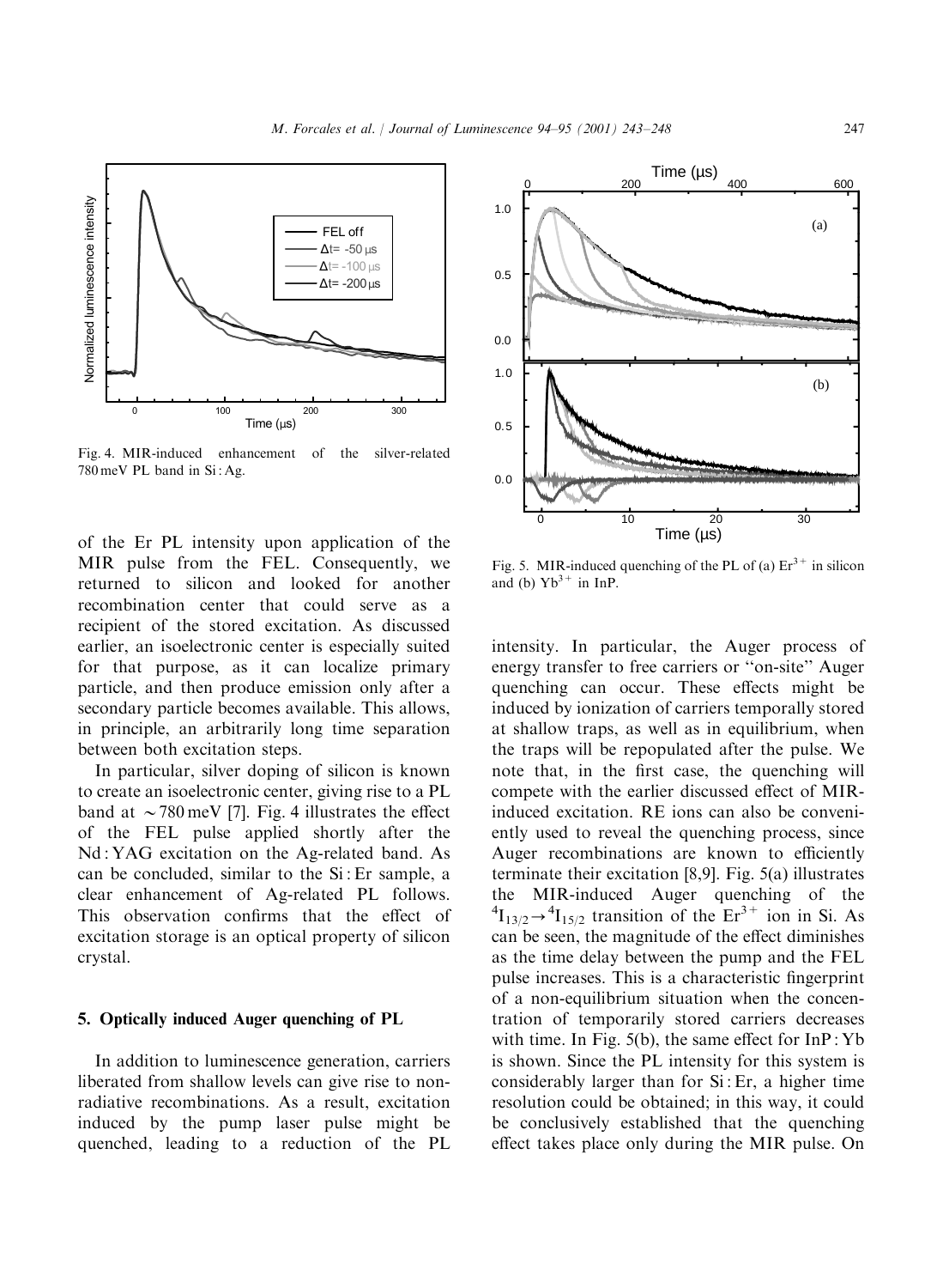Fig. 4. MIR-induced enhancement of the silver-related 780 meV PL band in Si : Ag.

of the Er PL intensity upon application of the MIR pulse from the FEL. Consequently, we returned to silicon and looked for another recombination center that could serve as a recipient of the stored excitation. As discussed earlier, an isoelectronic center is especially suited for that purpose, as it can localize primary particle, and then produce emission only after a secondary particle becomes available. This allows, in principle, an arbitrarily long time separation between both excitation steps.

In particular, silver doping of silicon is known to create an isoelectronic center, giving rise to a PL band at $\sim 780$ meV [7]. Fig. 4 illustrates the effect of the FEL pulse applied shortly after the Nd : YAG excitation on the Ag-related band. As can be concluded, similar to the Si : Er sample, a clear enhancement of Ag-related PL follows. This observation confirms that the effect of excitation storage is an optical property of silicon crystal.

## 5. Optically induced Auger quenching of PL

In addition to luminescence generation, carriers liberated from shallow levels can give rise to non-radiative recombinations. As a result, excitation induced by the pump laser pulse might be quenched, leading to a reduction of the PL intensity. In particular, the Auger process of energy transfer to free carriers or "on-site" Auger quenching can occur. These effects might be induced by ionization of carriers temporally stored at shallow traps, as well as in equilibrium, when the traps will be repopulated after the pulse. We note that, in the first case, the quenching will compete with the earlier discussed effect of MIR-induced excitation. RE ions can also be conveniently used to reveal the quenching process, since Auger recombinations are known to efficiently terminate their excitation [8,9]. Fig. 5(a) illustrates the MIR-induced Auger quenching of the $^4I_{13/2} \rightarrow {}^4I_{15/2}$ transition of the $Er^{3+}$ ion in Si. As can be seen, the magnitude of the effect diminishes as the time delay between the pump and the FEL pulse increases. This is a characteristic fingerprint of a non-equilibrium situation when the concentration of temporarily stored carriers decreases with time. In Fig. 5(b), the same effect for InP : Yb is shown. Since the PL intensity for this system is considerably larger than for Si : Er, a higher time resolution could be obtained; in this way, it could be conclusively established that the quenching effect takes place only during the MIR pulse. On

Fig. 5. MIR-induced quenching of the PL of (a) $Er^{3+}$ in silicon and (b) $Yb^{3+}$ in InP.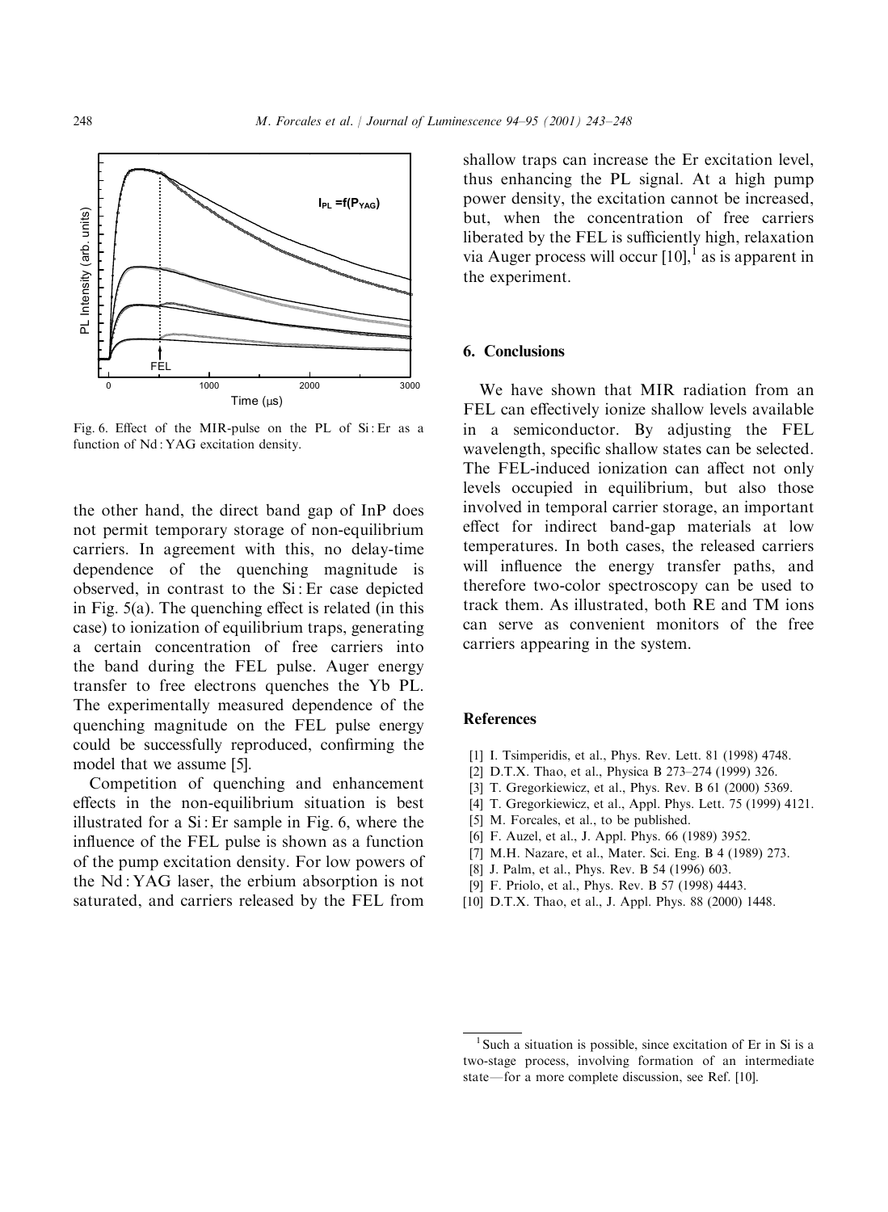PL Intensity (arb. units)

$I_{PL} = f(P_{YAG})$

FEL

0

1000

2000

3000

Time (μs)

Fig. 6. Effect of the MIR-pulse on the PL of Si : Er as a function of Nd : YAG excitation density.

the other hand, the direct band gap of InP does not permit temporary storage of non-equilibrium carriers. In agreement with this, no delay-time dependence of the quenching magnitude is observed, in contrast to the Si : Er case depicted in Fig. 5(a). The quenching effect is related (in this case) to ionization of equilibrium traps, generating a certain concentration of free carriers into the band during the FEL pulse. Auger energy transfer to free electrons quenches the Yb PL. The experimentally measured dependence of the quenching magnitude on the FEL pulse energy could be successfully reproduced, confirming the model that we assume [5].

Competition of quenching and enhancement effects in the non-equilibrium situation is best illustrated for a Si : Er sample in Fig. 6, where the influence of the FEL pulse is shown as a function of the pump excitation density. For low powers of the Nd : YAG laser, the erbium absorption is not saturated, and carriers released by the FEL from shallow traps can increase the Er excitation level, thus enhancing the PL signal. At a high pump power density, the excitation cannot be increased, but, when the concentration of free carriers liberated by the FEL is sufficiently high, relaxation via Auger process will occur [10],[1] as is apparent in the experiment.

## 6. Conclusions

We have shown that MIR radiation from an FEL can effectively ionize shallow levels available in a semiconductor. By adjusting the FEL wavelength, specific shallow states can be selected. The FEL-induced ionization can affect not only levels occupied in equilibrium, but also those involved in temporal carrier storage, an important effect for indirect band-gap materials at low temperatures. In both cases, the released carriers will influence the energy transfer paths, and therefore two-color spectroscopy can be used to track them. As illustrated, both RE and TM ions can serve as convenient monitors of the free carriers appearing in the system.

## References

[1] I. Tsimperidis, et al., Phys. Rev. Lett. 81 (1998) 4748.
[2] D.T.X. Thao, et al., Physica B 273–274 (1999) 326.
[3] T. Gregorkiewicz, et al., Phys. Rev. B 61 (2000) 5369.
[4] T. Gregorkiewicz, et al., Appl. Phys. Lett. 75 (1999) 4121.
[5] M. Forcales, et al., to be published.
[6] F. Auzel, et al., J. Appl. Phys. 66 (1989) 3952.
[7] M.H. Nazare, et al., Mater. Sci. Eng. B 4 (1989) 273.
[8] J. Palm, et al., Phys. Rev. B 54 (1996) 603.
[9] F. Priolo, et al., Phys. Rev. B 57 (1998) 4443.
[10] D.T.X. Thao, et al., J. Appl. Phys. 88 (2000) 1448.

[1] Such a situation is possible, since excitation of Er in Si is a two-stage process, involving formation of an intermediate state—for a more complete discussion, see Ref. [10].